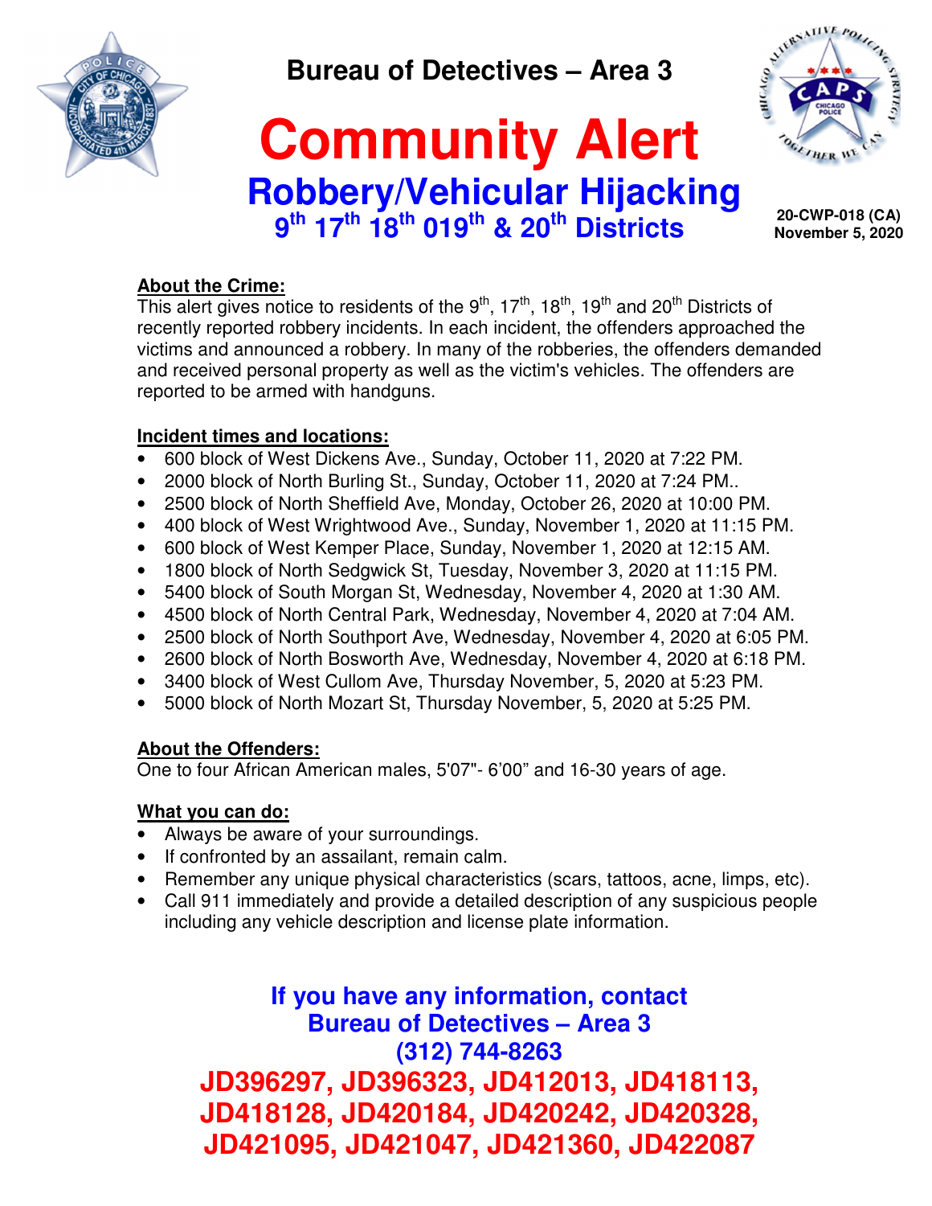**Bureau of Detectives – Area 3**

# Community Alert

## Robbery/Vehicular Hijacking

## 9th 17th 18th 019th & 20th Districts

**20-CWP-018 (CA)**
**November 5, 2020**

**About the Crime:**
This alert gives notice to residents of the 9th, 17th, 18th, 19th and 20th Districts of recently reported robbery incidents. In each incident, the offenders approached the victims and announced a robbery. In many of the robberies, the offenders demanded and received personal property as well as the victim's vehicles. The offenders are reported to be armed with handguns.

**Incident times and locations:**

- 600 block of West Dickens Ave., Sunday, October 11, 2020 at 7:22 PM.
- 2000 block of North Burling St., Sunday, October 11, 2020 at 7:24 PM..
- 2500 block of North Sheffield Ave, Monday, October 26, 2020 at 10:00 PM.
- 400 block of West Wrightwood Ave., Sunday, November 1, 2020 at 11:15 PM.
- 600 block of West Kemper Place, Sunday, November 1, 2020 at 12:15 AM.
- 1800 block of North Sedgwick St, Tuesday, November 3, 2020 at 11:15 PM.
- 5400 block of South Morgan St, Wednesday, November 4, 2020 at 1:30 AM.
- 4500 block of North Central Park, Wednesday, November 4, 2020 at 7:04 AM.
- 2500 block of North Southport Ave, Wednesday, November 4, 2020 at 6:05 PM.
- 2600 block of North Bosworth Ave, Wednesday, November 4, 2020 at 6:18 PM.
- 3400 block of West Cullom Ave, Thursday November, 5, 2020 at 5:23 PM.
- 5000 block of North Mozart St, Thursday November, 5, 2020 at 5:25 PM.

**About the Offenders:**
One to four African American males, 5'07"- 6'00" and 16-30 years of age.

**What you can do:**

- Always be aware of your surroundings.
- If confronted by an assailant, remain calm.
- Remember any unique physical characteristics (scars, tattoos, acne, limps, etc).
- Call 911 immediately and provide a detailed description of any suspicious people including any vehicle description and license plate information.

**If you have any information, contact**
**Bureau of Detectives – Area 3**
**(312) 744-8263**

**JD396297, JD396323, JD412013, JD418113, JD418128, JD420184, JD420242, JD420328, JD421095, JD421047, JD421360, JD422087**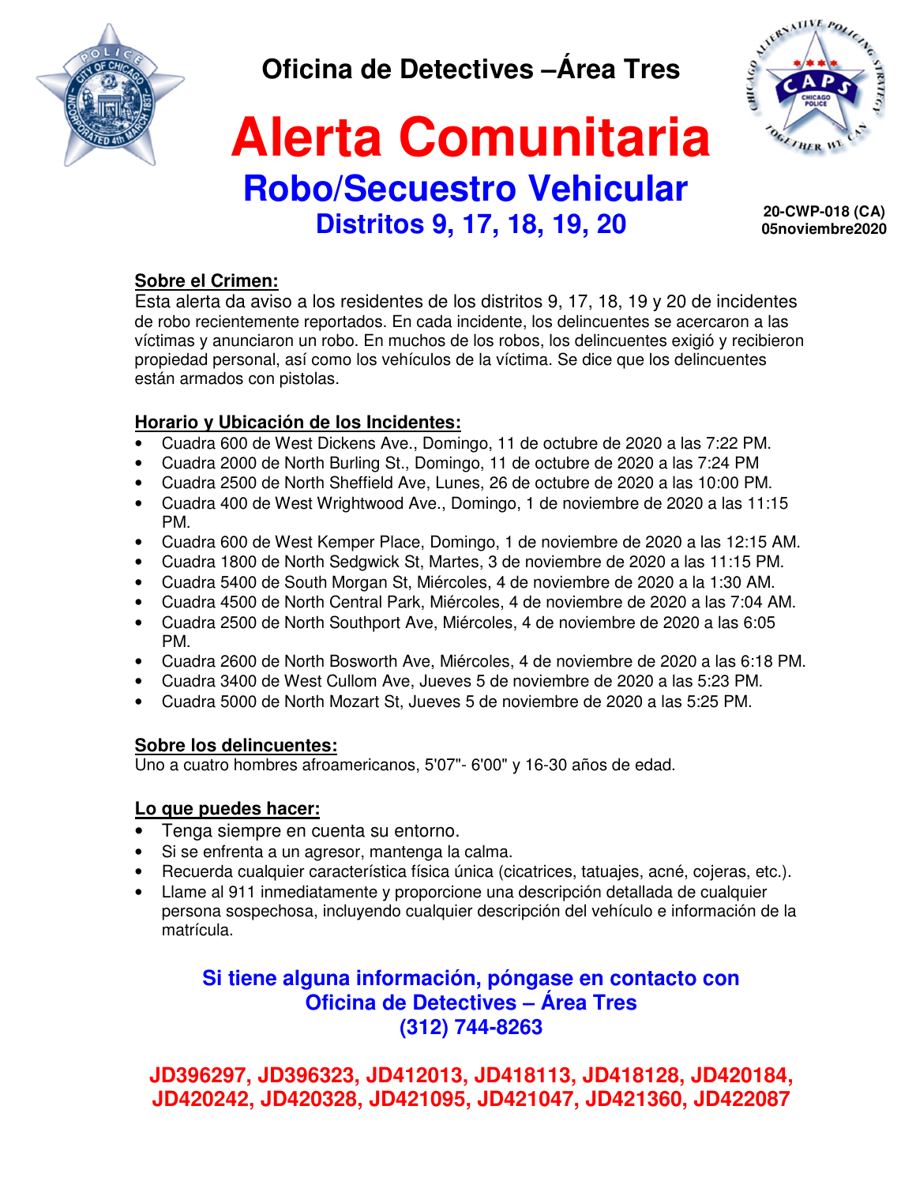# Oficina de Detectives –Área Tres

# Alerta Comunitaria

## Robo/Secuestro Vehicular

### Distritos 9, 17, 18, 19, 20

**20-CWP-018 (CA)**
**05noviembre2020**

**Sobre el Crimen:**
Esta alerta da aviso a los residentes de los distritos 9, 17, 18, 19 y 20 de incidentes de robo recientemente reportados. En cada incidente, los delincuentes se acercaron a las víctimas y anunciaron un robo. En muchos de los robos, los delincuentes exigió y recibieron propiedad personal, así como los vehículos de la víctima. Se dice que los delincuentes están armados con pistolas.

**Horario y Ubicación de los Incidentes:**

- Cuadra 600 de West Dickens Ave., Domingo, 11 de octubre de 2020 a las 7:22 PM.
- Cuadra 2000 de North Burling St., Domingo, 11 de octubre de 2020 a las 7:24 PM
- Cuadra 2500 de North Sheffield Ave, Lunes, 26 de octubre de 2020 a las 10:00 PM.
- Cuadra 400 de West Wrightwood Ave., Domingo, 1 de noviembre de 2020 a las 11:15 PM.
- Cuadra 600 de West Kemper Place, Domingo, 1 de noviembre de 2020 a las 12:15 AM.
- Cuadra 1800 de North Sedgwick St, Martes, 3 de noviembre de 2020 a las 11:15 PM.
- Cuadra 5400 de South Morgan St, Miércoles, 4 de noviembre de 2020 a la 1:30 AM.
- Cuadra 4500 de North Central Park, Miércoles, 4 de noviembre de 2020 a las 7:04 AM.
- Cuadra 2500 de North Southport Ave, Miércoles, 4 de noviembre de 2020 a las 6:05 PM.
- Cuadra 2600 de North Bosworth Ave, Miércoles, 4 de noviembre de 2020 a las 6:18 PM.
- Cuadra 3400 de West Cullom Ave, Jueves 5 de noviembre de 2020 a las 5:23 PM.
- Cuadra 5000 de North Mozart St, Jueves 5 de noviembre de 2020 a las 5:25 PM.

**Sobre los delincuentes:**
Uno a cuatro hombres afroamericanos, 5'07"- 6'00" y 16-30 años de edad.

**Lo que puedes hacer:**

- Tenga siempre en cuenta su entorno.
- Si se enfrenta a un agresor, mantenga la calma.
- Recuerda cualquier característica física única (cicatrices, tatuajes, acné, cojeras, etc.).
- Llame al 911 inmediatamente y proporcione una descripción detallada de cualquier persona sospechosa, incluyendo cualquier descripción del vehículo e información de la matrícula.

**Si tiene alguna información, póngase en contacto con**
**Oficina de Detectives – Área Tres**
**(312) 744-8263**

**JD396297, JD396323, JD412013, JD418113, JD418128, JD420184, JD420242, JD420328, JD421095, JD421047, JD421360, JD422087**